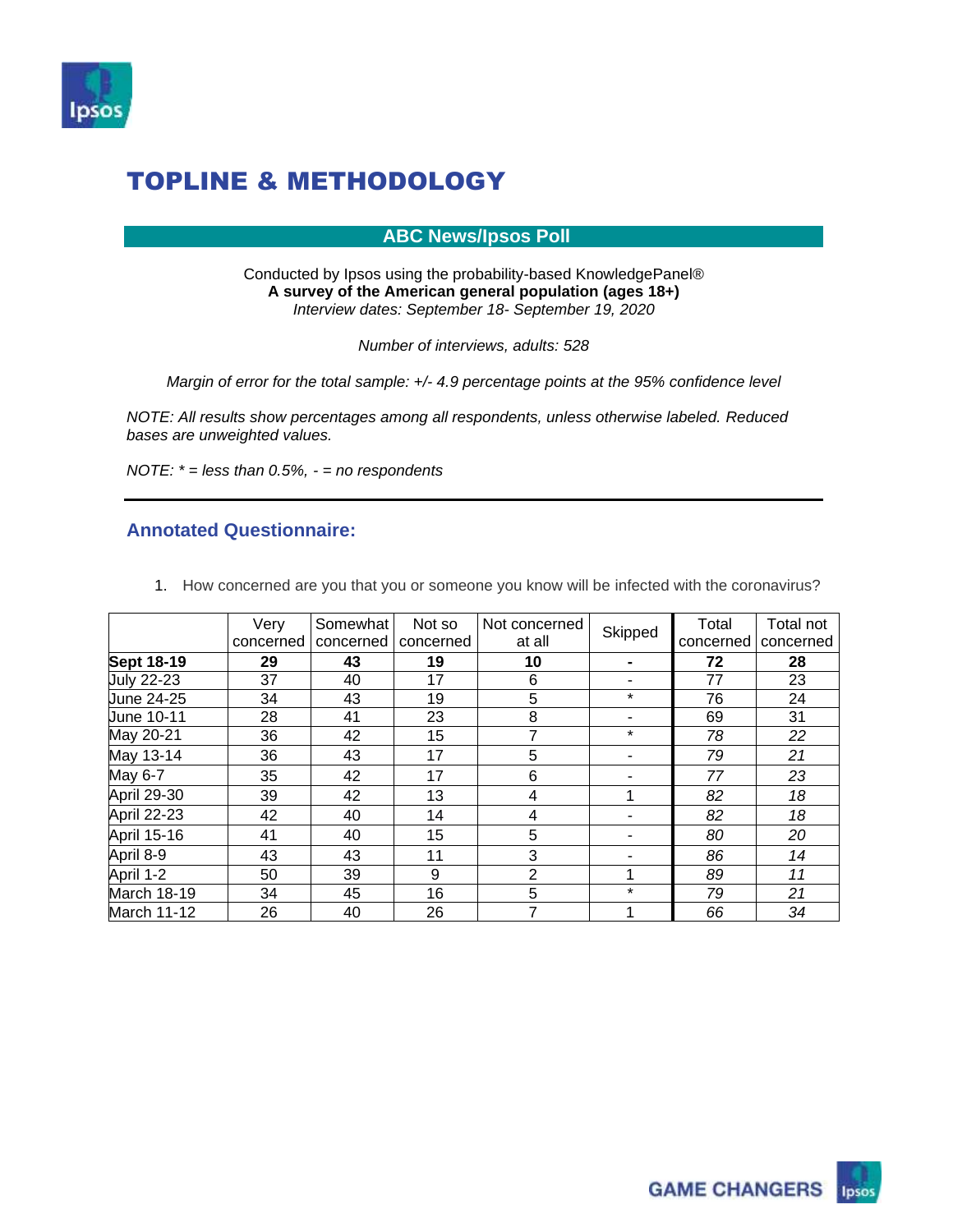# TOPLINE & METHODOLOGY

## ABC News/Ipsos Poll

Conducted by Ipsos using the probability-based KnowledgePanel®
**A survey of the American general population (ages 18+)**
*Interview dates: September 18- September 19, 2020*

*Number of interviews, adults: 528*

*Margin of error for the total sample: +/- 4.9 percentage points at the 95% confidence level*

*NOTE: All results show percentages among all respondents, unless otherwise labeled. Reduced bases are unweighted values.*

*NOTE: * = less than 0.5%, - = no respondents*

---

## Annotated Questionnaire:

1. How concerned are you that you or someone you know will be infected with the coronavirus?

| | Very concerned | Somewhat concerned | Not so concerned | Not concerned at all | Skipped | Total concerned | Total not concerned |
|---|---|---|---|---|---|---|---|
| **Sept 18-19** | **29** | **43** | **19** | **10** | **-** | **72** | **28** |
| July 22-23 | 37 | 40 | 17 | 6 | - | 77 | 23 |
| June 24-25 | 34 | 43 | 19 | 5 | * | 76 | 24 |
| June 10-11 | 28 | 41 | 23 | 8 | - | 69 | 31 |
| May 20-21 | 36 | 42 | 15 | 7 | * | *78* | *22* |
| May 13-14 | 36 | 43 | 17 | 5 | - | *79* | *21* |
| May 6-7 | 35 | 42 | 17 | 6 | - | *77* | *23* |
| April 29-30 | 39 | 42 | 13 | 4 | 1 | *82* | *18* |
| April 22-23 | 42 | 40 | 14 | 4 | - | *82* | *18* |
| April 15-16 | 41 | 40 | 15 | 5 | - | *80* | *20* |
| April 8-9 | 43 | 43 | 11 | 3 | - | *86* | *14* |
| April 1-2 | 50 | 39 | 9 | 2 | 1 | *89* | *11* |
| March 18-19 | 34 | 45 | 16 | 5 | * | *79* | *21* |
| March 11-12 | 26 | 40 | 26 | 7 | 1 | *66* | *34* |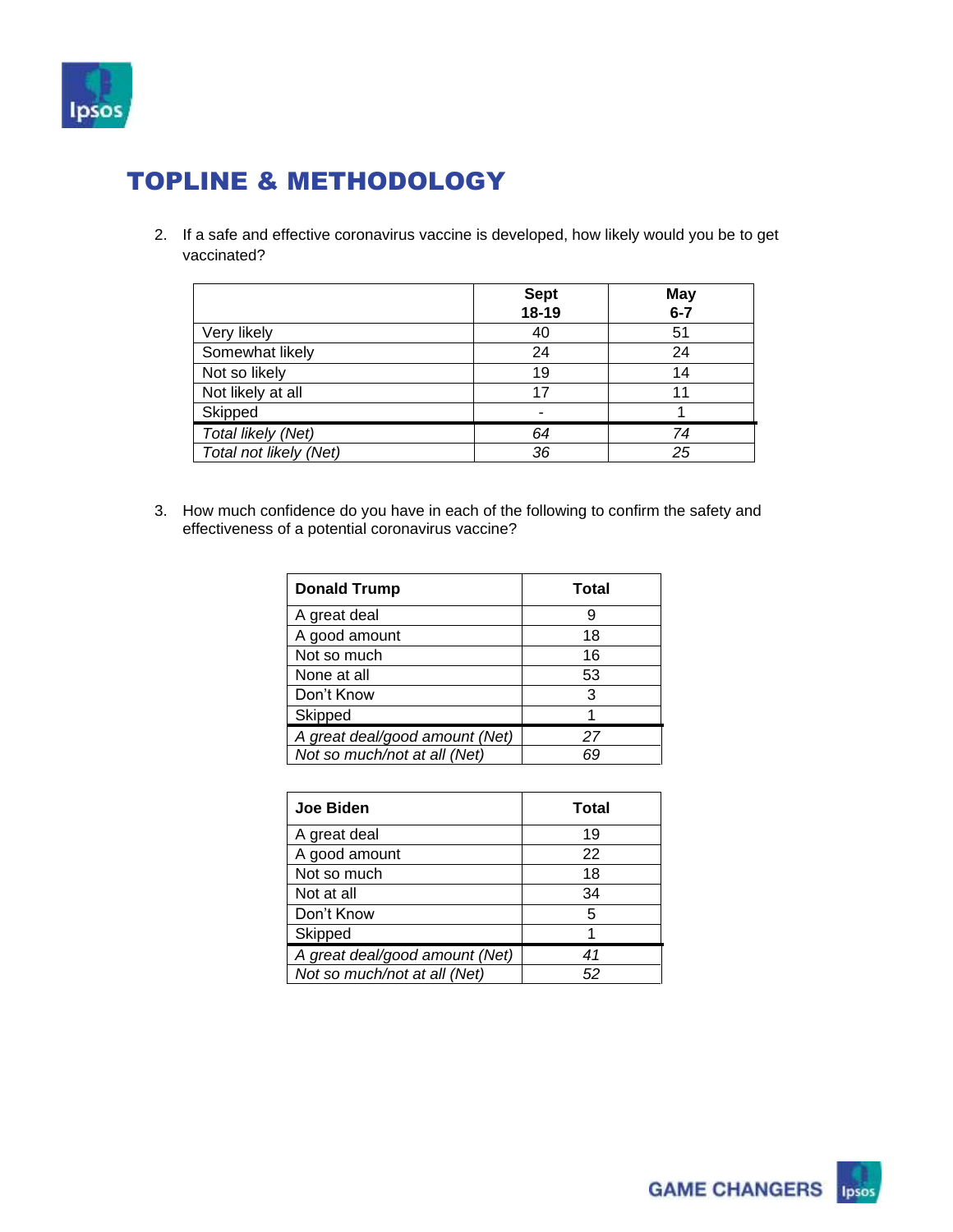# TOPLINE & METHODOLOGY

2. If a safe and effective coronavirus vaccine is developed, how likely would you be to get vaccinated?

| | Sept 18-19 | May 6-7 |
|---|---|---|
| Very likely | 40 | 51 |
| Somewhat likely | 24 | 24 |
| Not so likely | 19 | 14 |
| Not likely at all | 17 | 11 |
| Skipped | - | 1 |
| *Total likely (Net)* | *64* | *74* |
| *Total not likely (Net)* | *36* | *25* |

3. How much confidence do you have in each of the following to confirm the safety and effectiveness of a potential coronavirus vaccine?

| **Donald Trump** | **Total** |
|---|---|
| A great deal | 9 |
| A good amount | 18 |
| Not so much | 16 |
| None at all | 53 |
| Don't Know | 3 |
| Skipped | 1 |
| *A great deal/good amount (Net)* | *27* |
| *Not so much/not at all (Net)* | *69* |

| **Joe Biden** | **Total** |
|---|---|
| A great deal | 19 |
| A good amount | 22 |
| Not so much | 18 |
| Not at all | 34 |
| Don't Know | 5 |
| Skipped | 1 |
| *A great deal/good amount (Net)* | *41* |
| *Not so much/not at all (Net)* | *52* |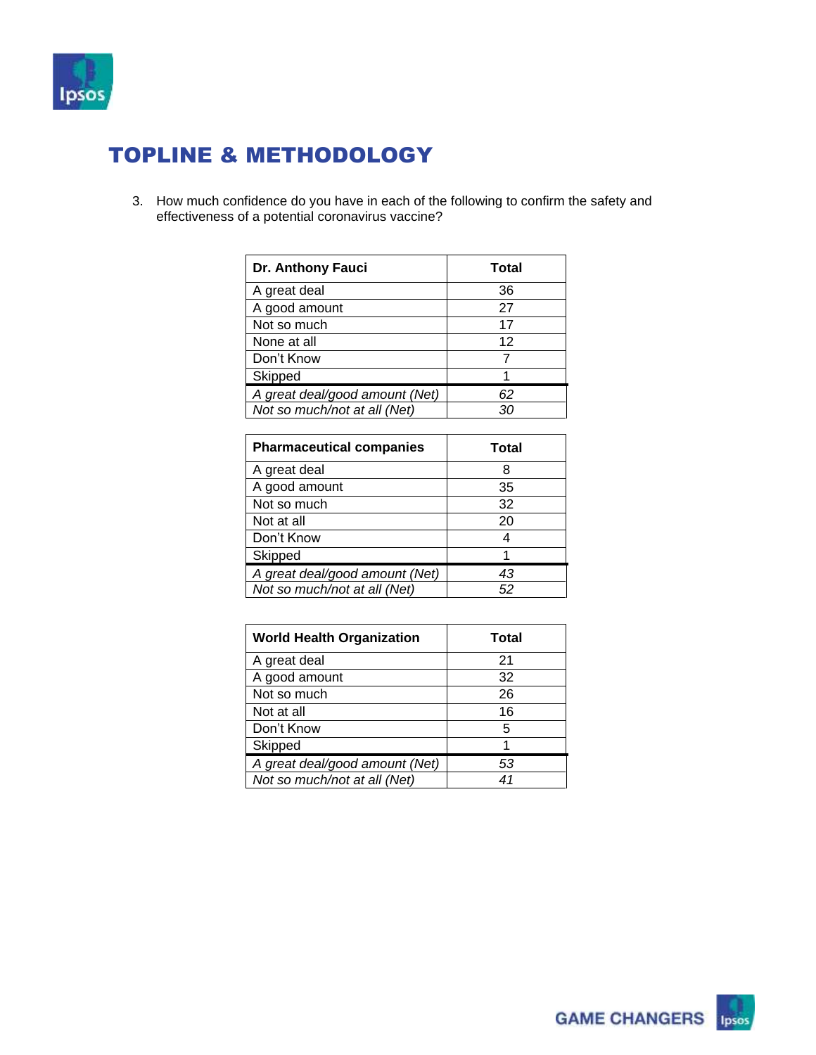# TOPLINE & METHODOLOGY

3. How much confidence do you have in each of the following to confirm the safety and effectiveness of a potential coronavirus vaccine?

| Dr. Anthony Fauci | Total |
|---|---|
| A great deal | 36 |
| A good amount | 27 |
| Not so much | 17 |
| None at all | 12 |
| Don't Know | 7 |
| Skipped | 1 |
| *A great deal/good amount (Net)* | *62* |
| *Not so much/not at all (Net)* | *30* |

| Pharmaceutical companies | Total |
|---|---|
| A great deal | 8 |
| A good amount | 35 |
| Not so much | 32 |
| Not at all | 20 |
| Don't Know | 4 |
| Skipped | 1 |
| *A great deal/good amount (Net)* | *43* |
| *Not so much/not at all (Net)* | *52* |

| World Health Organization | Total |
|---|---|
| A great deal | 21 |
| A good amount | 32 |
| Not so much | 26 |
| Not at all | 16 |
| Don't Know | 5 |
| Skipped | 1 |
| *A great deal/good amount (Net)* | *53* |
| *Not so much/not at all (Net)* | *41* |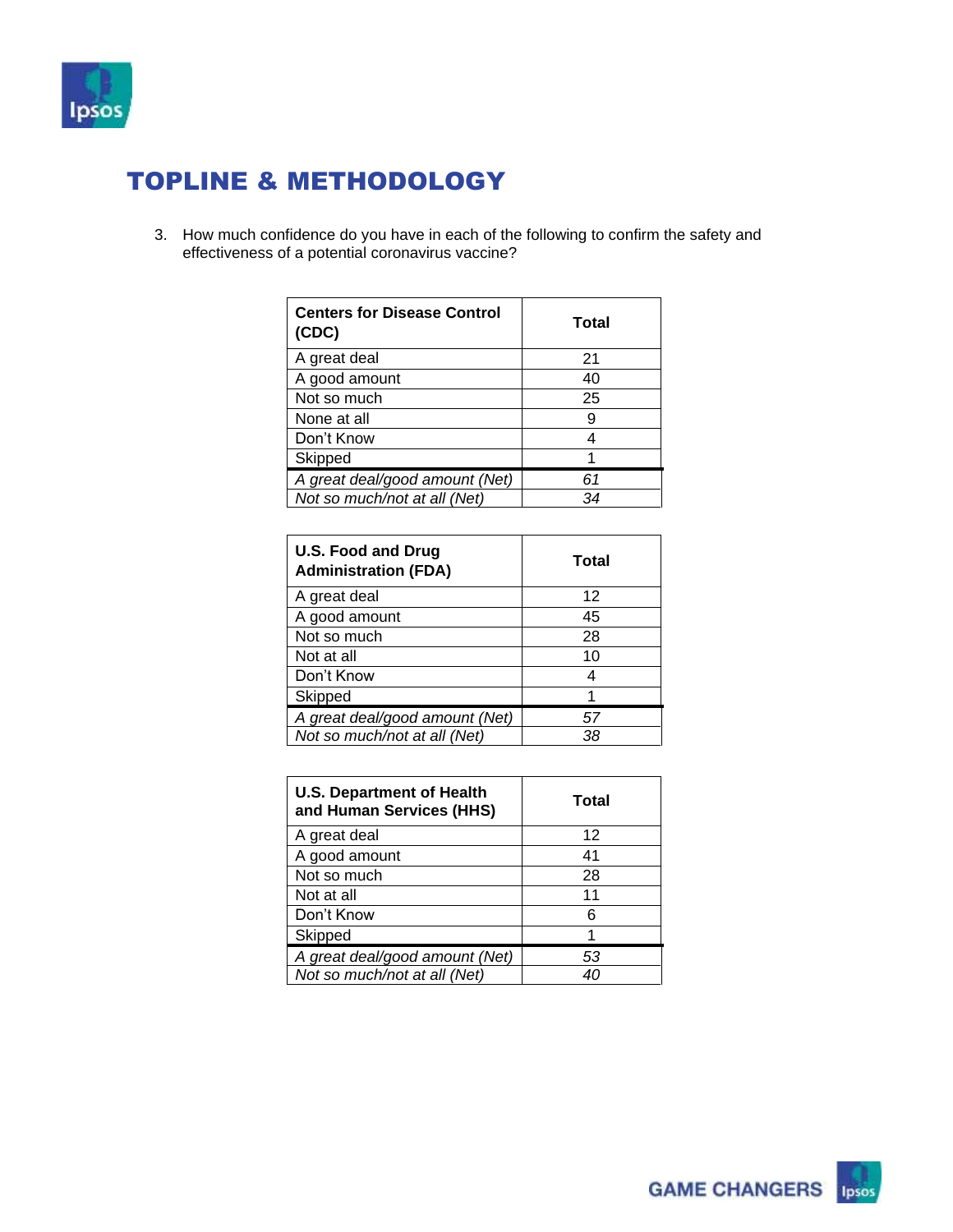# TOPLINE & METHODOLOGY

3. How much confidence do you have in each of the following to confirm the safety and effectiveness of a potential coronavirus vaccine?

| **Centers for Disease Control (CDC)** | **Total** |
|---|---|
| A great deal | 21 |
| A good amount | 40 |
| Not so much | 25 |
| None at all | 9 |
| Don't Know | 4 |
| Skipped | 1 |
| *A great deal/good amount (Net)* | *61* |
| *Not so much/not at all (Net)* | *34* |

| **U.S. Food and Drug Administration (FDA)** | **Total** |
|---|---|
| A great deal | 12 |
| A good amount | 45 |
| Not so much | 28 |
| Not at all | 10 |
| Don't Know | 4 |
| Skipped | 1 |
| *A great deal/good amount (Net)* | *57* |
| *Not so much/not at all (Net)* | *38* |

| **U.S. Department of Health and Human Services (HHS)** | **Total** |
|---|---|
| A great deal | 12 |
| A good amount | 41 |
| Not so much | 28 |
| Not at all | 11 |
| Don't Know | 6 |
| Skipped | 1 |
| *A great deal/good amount (Net)* | *53* |
| *Not so much/not at all (Net)* | *40* |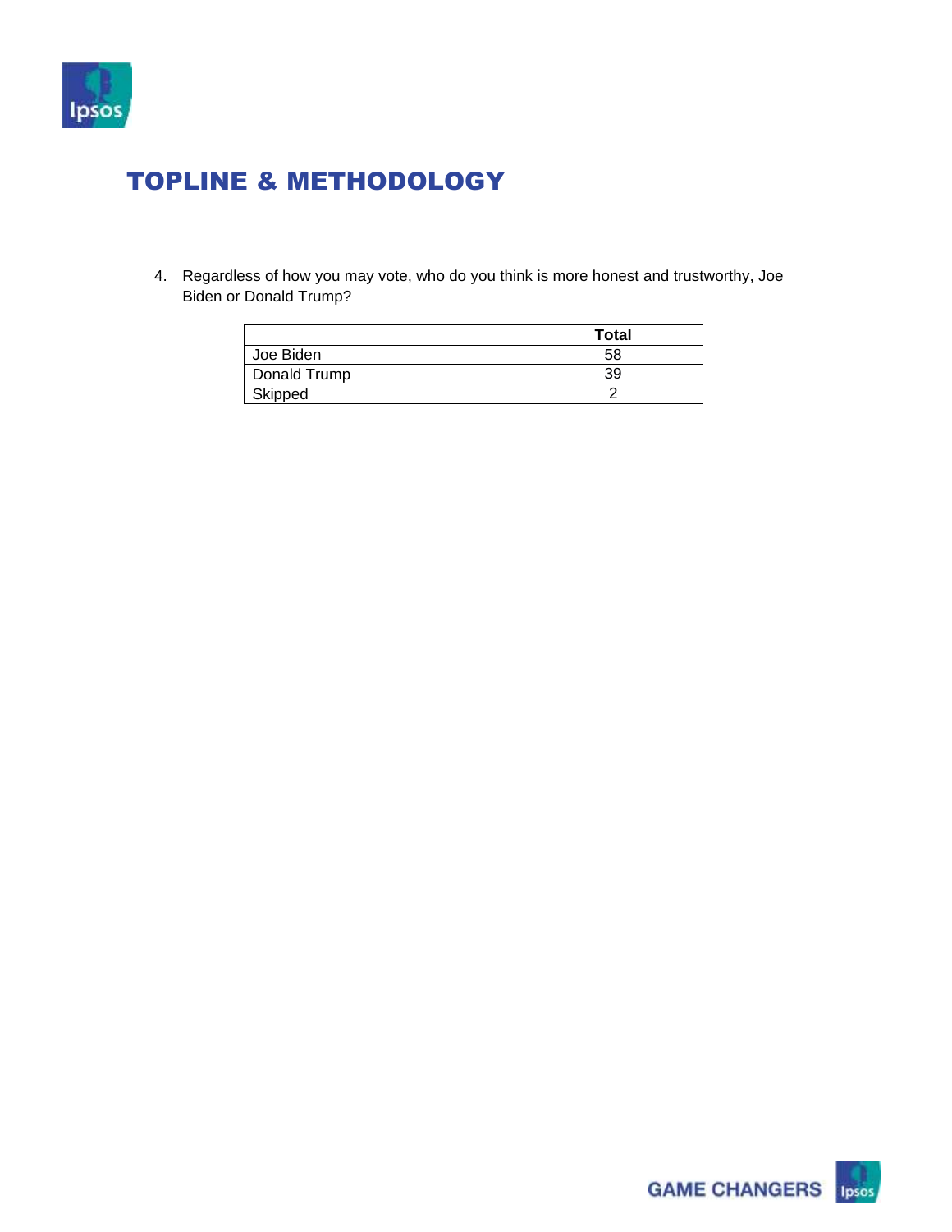# TOPLINE & METHODOLOGY

4. Regardless of how you may vote, who do you think is more honest and trustworthy, Joe Biden or Donald Trump?

| | Total |
|---|---|
| Joe Biden | 58 |
| Donald Trump | 39 |
| Skipped | 2 |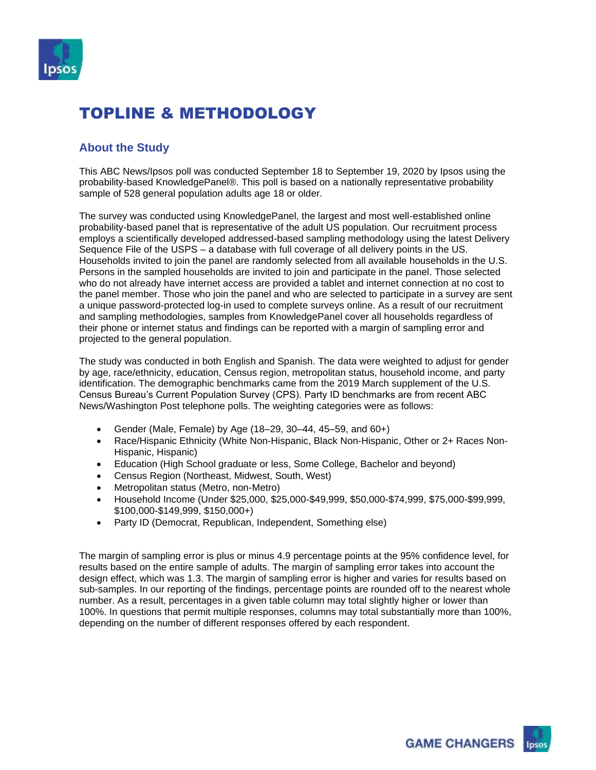# TOPLINE & METHODOLOGY

## About the Study

This ABC News/Ipsos poll was conducted September 18 to September 19, 2020 by Ipsos using the probability-based KnowledgePanel®. This poll is based on a nationally representative probability sample of 528 general population adults age 18 or older.

The survey was conducted using KnowledgePanel, the largest and most well-established online probability-based panel that is representative of the adult US population. Our recruitment process employs a scientifically developed addressed-based sampling methodology using the latest Delivery Sequence File of the USPS – a database with full coverage of all delivery points in the US. Households invited to join the panel are randomly selected from all available households in the U.S. Persons in the sampled households are invited to join and participate in the panel. Those selected who do not already have internet access are provided a tablet and internet connection at no cost to the panel member. Those who join the panel and who are selected to participate in a survey are sent a unique password-protected log-in used to complete surveys online. As a result of our recruitment and sampling methodologies, samples from KnowledgePanel cover all households regardless of their phone or internet status and findings can be reported with a margin of sampling error and projected to the general population.

The study was conducted in both English and Spanish. The data were weighted to adjust for gender by age, race/ethnicity, education, Census region, metropolitan status, household income, and party identification. The demographic benchmarks came from the 2019 March supplement of the U.S. Census Bureau's Current Population Survey (CPS). Party ID benchmarks are from recent ABC News/Washington Post telephone polls. The weighting categories were as follows:

- Gender (Male, Female) by Age (18–29, 30–44, 45–59, and 60+)
- Race/Hispanic Ethnicity (White Non-Hispanic, Black Non-Hispanic, Other or 2+ Races Non-Hispanic, Hispanic)
- Education (High School graduate or less, Some College, Bachelor and beyond)
- Census Region (Northeast, Midwest, South, West)
- Metropolitan status (Metro, non-Metro)
- Household Income (Under $25,000, $25,000-$49,999, $50,000-$74,999, $75,000-$99,999, $100,000-$149,999, $150,000+)
- Party ID (Democrat, Republican, Independent, Something else)

The margin of sampling error is plus or minus 4.9 percentage points at the 95% confidence level, for results based on the entire sample of adults. The margin of sampling error takes into account the design effect, which was 1.3. The margin of sampling error is higher and varies for results based on sub-samples. In our reporting of the findings, percentage points are rounded off to the nearest whole number. As a result, percentages in a given table column may total slightly higher or lower than 100%. In questions that permit multiple responses, columns may total substantially more than 100%, depending on the number of different responses offered by each respondent.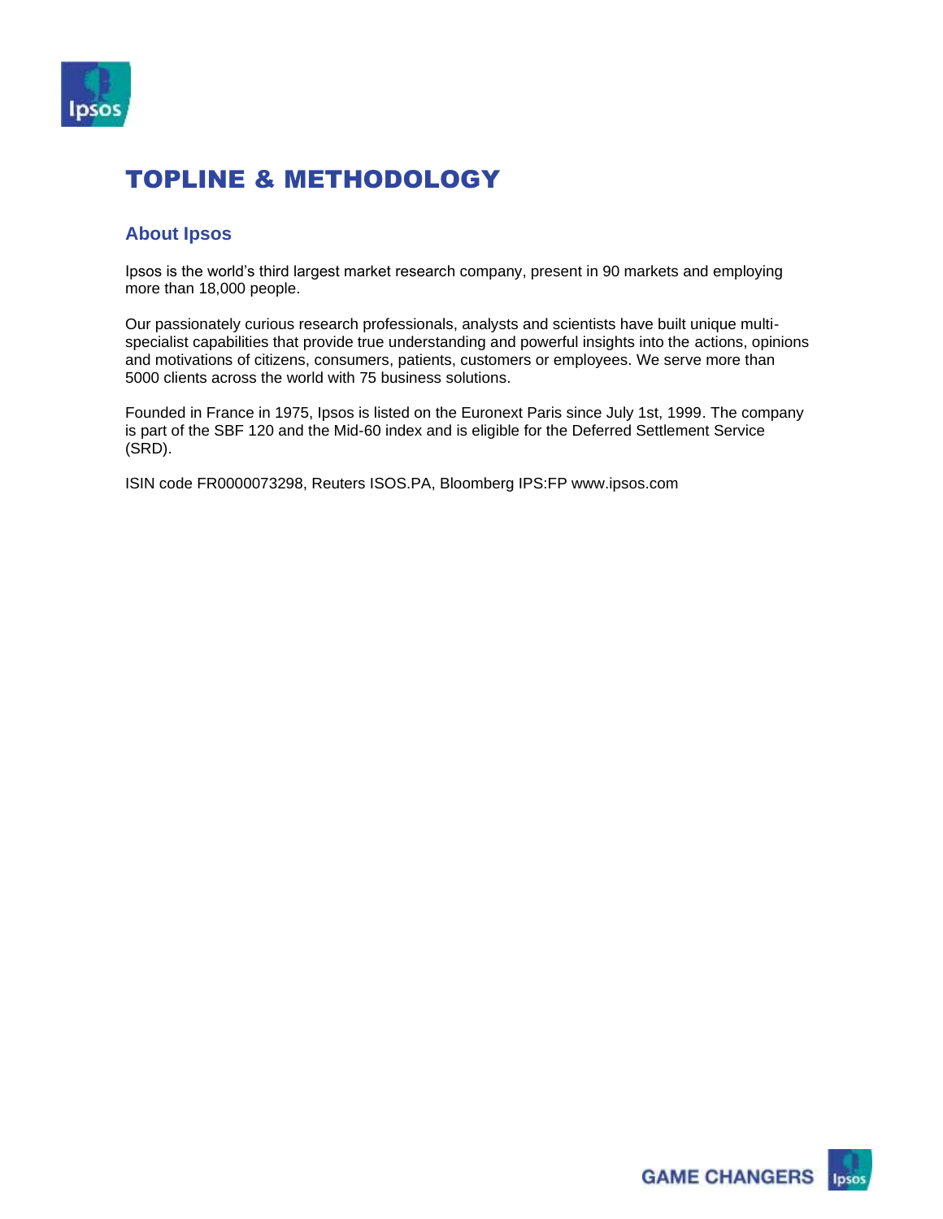# TOPLINE & METHODOLOGY

## About Ipsos

Ipsos is the world's third largest market research company, present in 90 markets and employing more than 18,000 people.

Our passionately curious research professionals, analysts and scientists have built unique multi-specialist capabilities that provide true understanding and powerful insights into the actions, opinions and motivations of citizens, consumers, patients, customers or employees. We serve more than 5000 clients across the world with 75 business solutions.

Founded in France in 1975, Ipsos is listed on the Euronext Paris since July 1st, 1999. The company is part of the SBF 120 and the Mid-60 index and is eligible for the Deferred Settlement Service (SRD).

ISIN code FR0000073298, Reuters ISOS.PA, Bloomberg IPS:FP www.ipsos.com